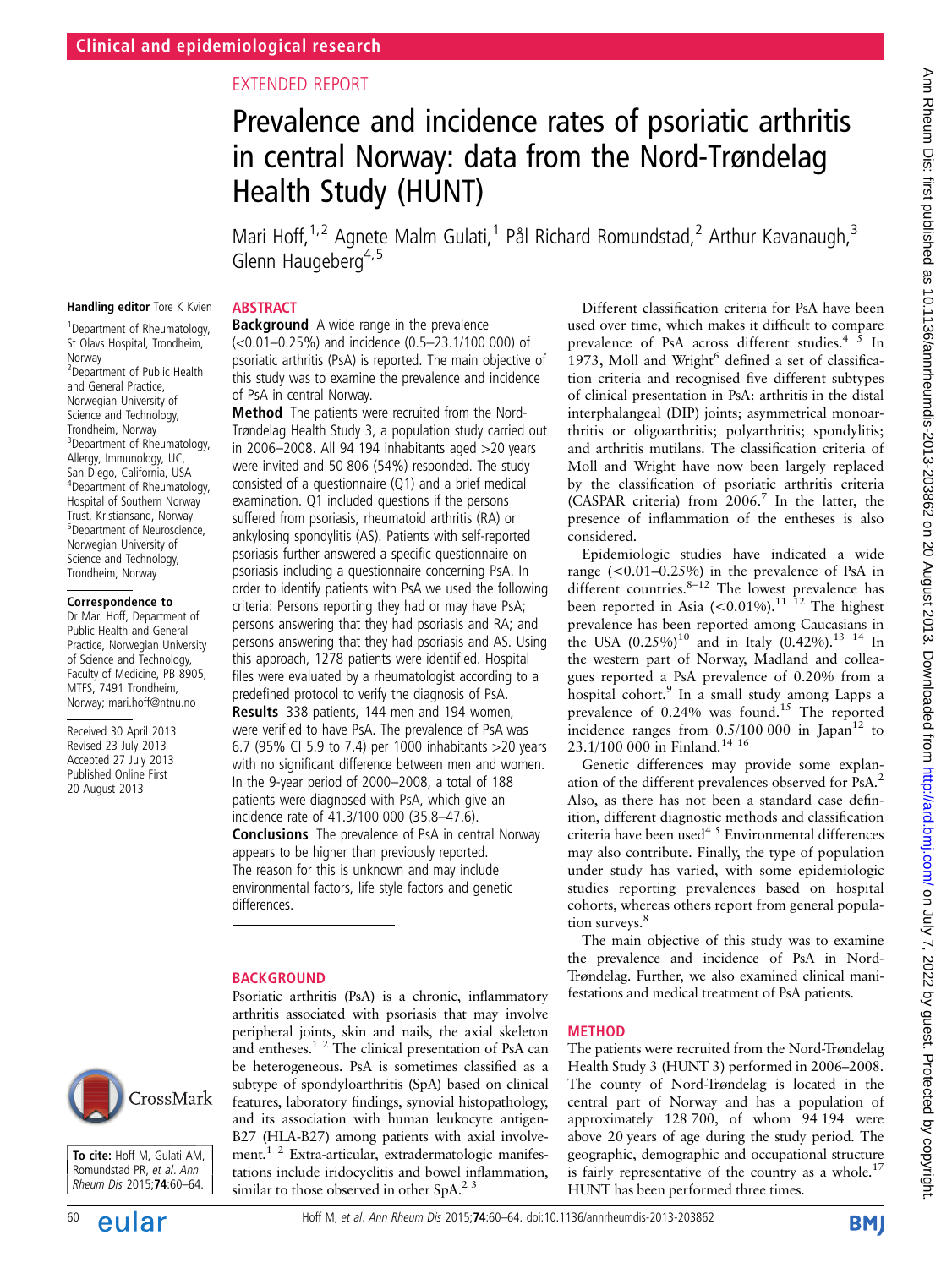Clinical and epidemiological research

EXTENDED REPORT

# Prevalence and incidence rates of psoriatic arthritis in central Norway: data from the Nord-Trøndelag Health Study (HUNT)

Mari Hoff,[1,2] Agnete Malm Gulati,[1] Pål Richard Romundstad,[2] Arthur Kavanaugh,[3] Glenn Haugeberg[4,5]

**Handling editor** Tore K Kvien

[1]Department of Rheumatology, St Olavs Hospital, Trondheim, Norway
[2]Department of Public Health and General Practice, Norwegian University of Science and Technology, Trondheim, Norway
[3]Department of Rheumatology, Allergy, Immunology, UC, San Diego, California, USA
[4]Department of Rheumatology, Hospital of Southern Norway Trust, Kristiansand, Norway
[5]Department of Neuroscience, Norwegian University of Science and Technology, Trondheim, Norway

**Correspondence to**
Dr Mari Hoff, Department of Public Health and General Practice, Norwegian University of Science and Technology, Faculty of Medicine, PB 8905, MTFS, 7491 Trondheim, Norway; mari.hoff@ntnu.no

Received 30 April 2013
Revised 23 July 2013
Accepted 27 July 2013
Published Online First 20 August 2013

**To cite:** Hoff M, Gulati AM, Romundstad PR, *et al*. *Ann Rheum Dis* 2015;**74**:60–64.

## ABSTRACT

**Background** A wide range in the prevalence (<0.01–0.25%) and incidence (0.5–23.1/100 000) of psoriatic arthritis (PsA) is reported. The main objective of this study was to examine the prevalence and incidence of PsA in central Norway.

**Method** The patients were recruited from the Nord-Trøndelag Health Study 3, a population study carried out in 2006–2008. All 94 194 inhabitants aged >20 years were invited and 50 806 (54%) responded. The study consisted of a questionnaire (Q1) and a brief medical examination. Q1 included questions if the persons suffered from psoriasis, rheumatoid arthritis (RA) or ankylosing spondylitis (AS). Patients with self-reported psoriasis further answered a specific questionnaire on psoriasis including a questionnaire concerning PsA. In order to identify patients with PsA we used the following criteria: Persons reporting they had or may have PsA; persons answering that they had psoriasis and RA; and persons answering that they had psoriasis and AS. Using this approach, 1278 patients were identified. Hospital files were evaluated by a rheumatologist according to a predefined protocol to verify the diagnosis of PsA.

**Results** 338 patients, 144 men and 194 women, were verified to have PsA. The prevalence of PsA was 6.7 (95% CI 5.9 to 7.4) per 1000 inhabitants >20 years with no significant difference between men and women. In the 9-year period of 2000–2008, a total of 188 patients were diagnosed with PsA, which give an incidence rate of 41.3/100 000 (35.8–47.6).

**Conclusions** The prevalence of PsA in central Norway appears to be higher than previously reported. The reason for this is unknown and may include environmental factors, life style factors and genetic differences.

## BACKGROUND

Psoriatic arthritis (PsA) is a chronic, inflammatory arthritis associated with psoriasis that may involve peripheral joints, skin and nails, the axial skeleton and entheses.[1,2] The clinical presentation of PsA can be heterogeneous. PsA is sometimes classified as a subtype of spondyloarthritis (SpA) based on clinical features, laboratory findings, synovial histopathology, and its association with human leukocyte antigen-B27 (HLA-B27) among patients with axial involvement.[1,2] Extra-articular, extradermatologic manifestations include iridocyclitis and bowel inflammation, similar to those observed in other SpA.[2,3]

Different classification criteria for PsA have been used over time, which makes it difficult to compare prevalence of PsA across different studies.[4,5] In 1973, Moll and Wright[6] defined a set of classification criteria and recognised five different subtypes of clinical presentation in PsA: arthritis in the distal interphalangeal (DIP) joints; asymmetrical monoarthritis or oligoarthritis; polyarthritis; spondylitis; and arthritis mutilans. The classification criteria of Moll and Wright have now been largely replaced by the classification of psoriatic arthritis criteria (CASPAR criteria) from 2006.[7] In the latter, the presence of inflammation of the entheses is also considered.

Epidemiologic studies have indicated a wide range (<0.01–0.25%) in the prevalence of PsA in different countries.[8–12] The lowest prevalence has been reported in Asia (<0.01%).[11,12] The highest prevalence has been reported among Caucasians in the USA (0.25%)[10] and in Italy (0.42%).[13,14] In the western part of Norway, Madland and colleagues reported a PsA prevalence of 0.20% from a hospital cohort.[9] In a small study among Lapps a prevalence of 0.24% was found.[15] The reported incidence ranges from 0.5/100 000 in Japan[12] to 23.1/100 000 in Finland.[14,16]

Genetic differences may provide some explanation of the different prevalences observed for PsA.[2] Also, as there has not been a standard case definition, different diagnostic methods and classification criteria have been used[4,5] Environmental differences may also contribute. Finally, the type of population under study has varied, with some epidemiologic studies reporting prevalences based on hospital cohorts, whereas others report from general population surveys.[8]

The main objective of this study was to examine the prevalence and incidence of PsA in Nord-Trøndelag. Further, we also examined clinical manifestations and medical treatment of PsA patients.

## METHOD

The patients were recruited from the Nord-Trøndelag Health Study 3 (HUNT 3) performed in 2006–2008. The county of Nord-Trøndelag is located in the central part of Norway and has a population of approximately 128 700, of whom 94 194 were above 20 years of age during the study period. The geographic, demographic and occupational structure is fairly representative of the country as a whole.[17] HUNT has been performed three times.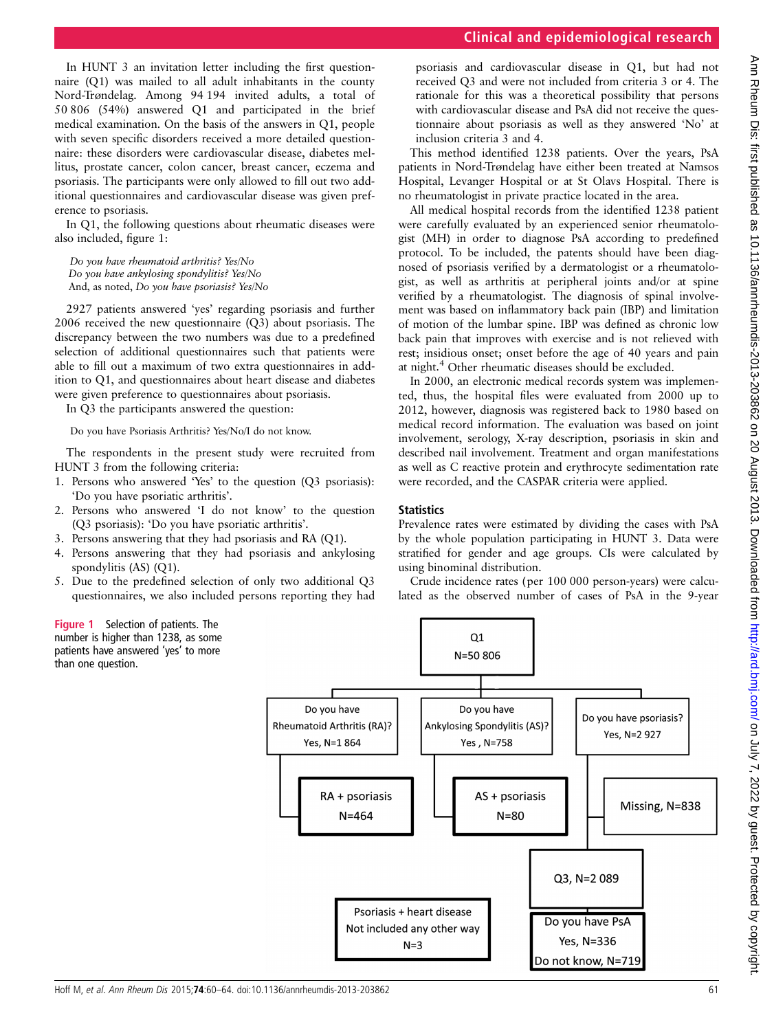In HUNT 3 an invitation letter including the first questionnaire (Q1) was mailed to all adult inhabitants in the county Nord-Trøndelag. Among 94 194 invited adults, a total of 50 806 (54%) answered Q1 and participated in the brief medical examination. On the basis of the answers in Q1, people with seven specific disorders received a more detailed questionnaire: these disorders were cardiovascular disease, diabetes mellitus, prostate cancer, colon cancer, breast cancer, eczema and psoriasis. The participants were only allowed to fill out two additional questionnaires and cardiovascular disease was given preference to psoriasis.

In Q1, the following questions about rheumatic diseases were also included, figure 1:

*Do you have rheumatoid arthritis? Yes/No*
*Do you have ankylosing spondylitis? Yes/No*
And, as noted, *Do you have psoriasis? Yes/No*

2927 patients answered 'yes' regarding psoriasis and further 2006 received the new questionnaire (Q3) about psoriasis. The discrepancy between the two numbers was due to a predefined selection of additional questionnaires such that patients were able to fill out a maximum of two extra questionnaires in addition to Q1, and questionnaires about heart disease and diabetes were given preference to questionnaires about psoriasis.

In Q3 the participants answered the question:

Do you have Psoriasis Arthritis? Yes/No/I do not know.

The respondents in the present study were recruited from HUNT 3 from the following criteria:

1. Persons who answered 'Yes' to the question (Q3 psoriasis): 'Do you have psoriatic arthritis'.
2. Persons who answered 'I do not know' to the question (Q3 psoriasis): 'Do you have psoriatic arthritis'.
3. Persons answering that they had psoriasis and RA (Q1).
4. Persons answering that they had psoriasis and ankylosing spondylitis (AS) (Q1).
5. Due to the predefined selection of only two additional Q3 questionnaires, we also included persons reporting they had psoriasis and cardiovascular disease in Q1, but had not received Q3 and were not included from criteria 3 or 4. The rationale for this was a theoretical possibility that persons with cardiovascular disease and PsA did not receive the questionnaire about psoriasis as well as they answered 'No' at inclusion criteria 3 and 4.

This method identified 1238 patients. Over the years, PsA patients in Nord-Trøndelag have either been treated at Namsos Hospital, Levanger Hospital or at St Olavs Hospital. There is no rheumatologist in private practice located in the area.

All medical hospital records from the identified 1238 patient were carefully evaluated by an experienced senior rheumatologist (MH) in order to diagnose PsA according to predefined protocol. To be included, the patents should have been diagnosed of psoriasis verified by a dermatologist or a rheumatologist, as well as arthritis at peripheral joints and/or at spine verified by a rheumatologist. The diagnosis of spinal involvement was based on inflammatory back pain (IBP) and limitation of motion of the lumbar spine. IBP was defined as chronic low back pain that improves with exercise and is not relieved with rest; insidious onset; onset before the age of 40 years and pain at night.[4] Other rheumatic diseases should be excluded.

In 2000, an electronic medical records system was implemented, thus, the hospital files were evaluated from 2000 up to 2012, however, diagnosis was registered back to 1980 based on medical record information. The evaluation was based on joint involvement, serology, X-ray description, psoriasis in skin and described nail involvement. Treatment and organ manifestations as well as C reactive protein and erythrocyte sedimentation rate were recorded, and the CASPAR criteria were applied.

### Statistics

Prevalence rates were estimated by dividing the cases with PsA by the whole population participating in HUNT 3. Data were stratified for gender and age groups. CIs were calculated by using binominal distribution.

Crude incidence rates (per 100 000 person-years) were calculated as the observed number of cases of PsA in the 9-year

Q1
N=50 806

Do you have Rheumatoid Arthritis (RA)? Yes, N=1 864

Do you have Ankylosing Spondylitis (AS)? Yes , N=758

Do you have psoriasis? Yes, N=2 927

RA + psoriasis N=464

AS + psoriasis N=80

Missing, N=838

Q3, N=2 089

Psoriasis + heart disease Not included any other way N=3

Do you have PsA Yes, N=336 Do not know, N=719

**Figure 1** Selection of patients. The number is higher than 1238, as some patients have answered 'yes' to more than one question.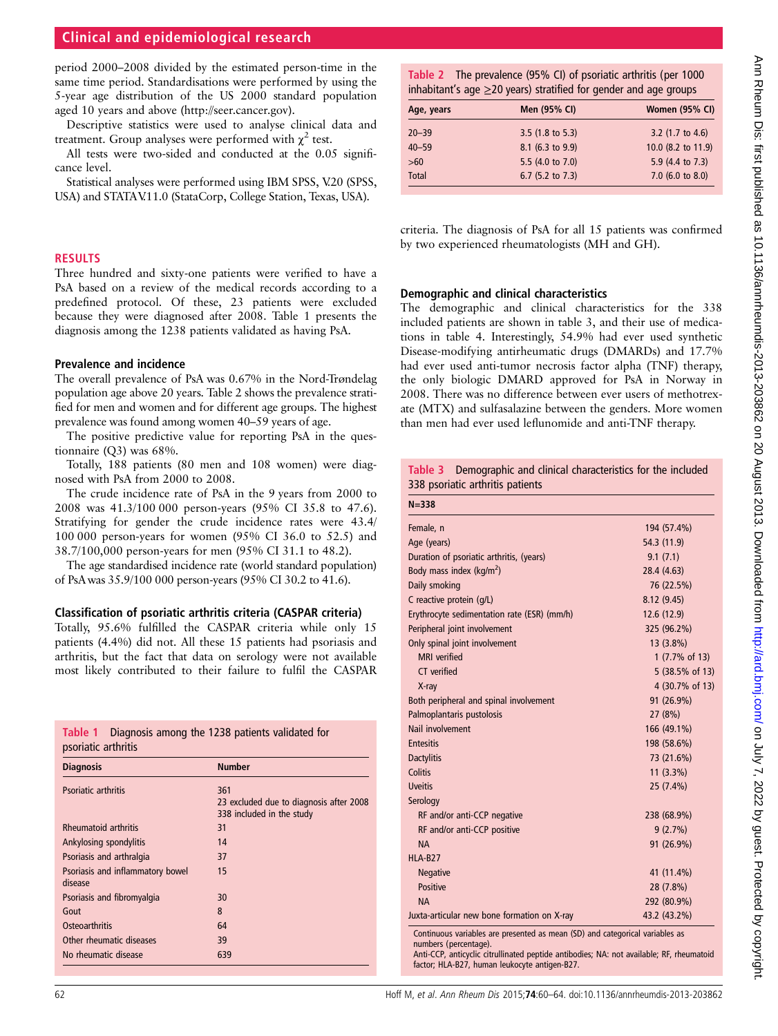period 2000–2008 divided by the estimated person-time in the same time period. Standardisations were performed by using the 5-year age distribution of the US 2000 standard population aged 10 years and above (http://seer.cancer.gov).

Descriptive statistics were used to analyse clinical data and treatment. Group analyses were performed with $\chi^2$ test.

All tests were two-sided and conducted at the 0.05 significance level.

Statistical analyses were performed using IBM SPSS, V.20 (SPSS, USA) and STATA V.11.0 (StataCorp, College Station, Texas, USA).

## RESULTS

Three hundred and sixty-one patients were verified to have a PsA based on a review of the medical records according to a predefined protocol. Of these, 23 patients were excluded because they were diagnosed after 2008. Table 1 presents the diagnosis among the 1238 patients validated as having PsA.

### Prevalence and incidence

The overall prevalence of PsA was 0.67% in the Nord-Trøndelag population age above 20 years. Table 2 shows the prevalence stratified for men and women and for different age groups. The highest prevalence was found among women 40–59 years of age.

The positive predictive value for reporting PsA in the questionnaire (Q3) was 68%.

Totally, 188 patients (80 men and 108 women) were diagnosed with PsA from 2000 to 2008.

The crude incidence rate of PsA in the 9 years from 2000 to 2008 was 41.3/100 000 person-years (95% CI 35.8 to 47.6). Stratifying for gender the crude incidence rates were 43.4/100 000 person-years for women (95% CI 36.0 to 52.5) and 38.7/100,000 person-years for men (95% CI 31.1 to 48.2).

The age standardised incidence rate (world standard population) of PsA was 35.9/100 000 person-years (95% CI 30.2 to 41.6).

### Classification of psoriatic arthritis criteria (CASPAR criteria)

Totally, 95.6% fulfilled the CASPAR criteria while only 15 patients (4.4%) did not. All these 15 patients had psoriasis and arthritis, but the fact that data on serology were not available most likely contributed to their failure to fulfil the CASPAR criteria. The diagnosis of PsA for all 15 patients was confirmed by two experienced rheumatologists (MH and GH).

**Table 1** Diagnosis among the 1238 patients validated for psoriatic arthritis

| Diagnosis | Number |
|---|---|
| Psoriatic arthritis | 361<br>23 excluded due to diagnosis after 2008<br>338 included in the study |
| Rheumatoid arthritis | 31 |
| Ankylosing spondylitis | 14 |
| Psoriasis and arthralgia | 37 |
| Psoriasis and inflammatory bowel disease | 15 |
| Psoriasis and fibromyalgia | 30 |
| Gout | 8 |
| Osteoarthritis | 64 |
| Other rheumatic diseases | 39 |
| No rheumatic disease | 639 |

**Table 2** The prevalence (95% CI) of psoriatic arthritis (per 1000 inhabitant's age ≥20 years) stratified for gender and age groups

| Age, years | Men (95% CI) | Women (95% CI) |
|---|---|---|
| 20–39 | 3.5 (1.8 to 5.3) | 3.2 (1.7 to 4.6) |
| 40–59 | 8.1 (6.3 to 9.9) | 10.0 (8.2 to 11.9) |
| >60 | 5.5 (4.0 to 7.0) | 5.9 (4.4 to 7.3) |
| Total | 6.7 (5.2 to 7.3) | 7.0 (6.0 to 8.0) |

### Demographic and clinical characteristics

The demographic and clinical characteristics for the 338 included patients are shown in table 3, and their use of medications in table 4. Interestingly, 54.9% had ever used synthetic Disease-modifying antirheumatic drugs (DMARDs) and 17.7% had ever used anti-tumor necrosis factor alpha (TNF) therapy, the only biologic DMARD approved for PsA in Norway in 2008. There was no difference between ever users of methotrexate (MTX) and sulfasalazine between the genders. More women than men had ever used leflunomide and anti-TNF therapy.

**Table 3** Demographic and clinical characteristics for the included 338 psoriatic arthritis patients

| N=338 | |
|---|---|
| Female, n | 194 (57.4%) |
| Age (years) | 54.3 (11.9) |
| Duration of psoriatic arthritis, (years) | 9.1 (7.1) |
| Body mass index (kg/m$^2$) | 28.4 (4.63) |
| Daily smoking | 76 (22.5%) |
| C reactive protein (g/L) | 8.12 (9.45) |
| Erythrocyte sedimentation rate (ESR) (mm/h) | 12.6 (12.9) |
| Peripheral joint involvement | 325 (96.2%) |
| Only spinal joint involvement | 13 (3.8%) |
| MRI verified | 1 (7.7% of 13) |
| CT verified | 5 (38.5% of 13) |
| X-ray | 4 (30.7% of 13) |
| Both peripheral and spinal involvement | 91 (26.9%) |
| Palmoplantaris pustolosis | 27 (8%) |
| Nail involvement | 166 (49.1%) |
| Entesitis | 198 (58.6%) |
| Dactylitis | 73 (21.6%) |
| Colitis | 11 (3.3%) |
| Uveitis | 25 (7.4%) |
| Serology | |
| RF and/or anti-CCP negative | 238 (68.9%) |
| RF and/or anti-CCP positive | 9 (2.7%) |
| NA | 91 (26.9%) |
| HLA-B27 | |
| Negative | 41 (11.4%) |
| Positive | 28 (7.8%) |
| NA | 292 (80.9%) |
| Juxta-articular new bone formation on X-ray | 43.2 (43.2%) |

Continuous variables are presented as mean (SD) and categorical variables as numbers (percentage).
Anti-CCP, anticyclic citrullinated peptide antibodies; NA: not available; RF, rheumatoid factor; HLA-B27, human leukocyte antigen-B27.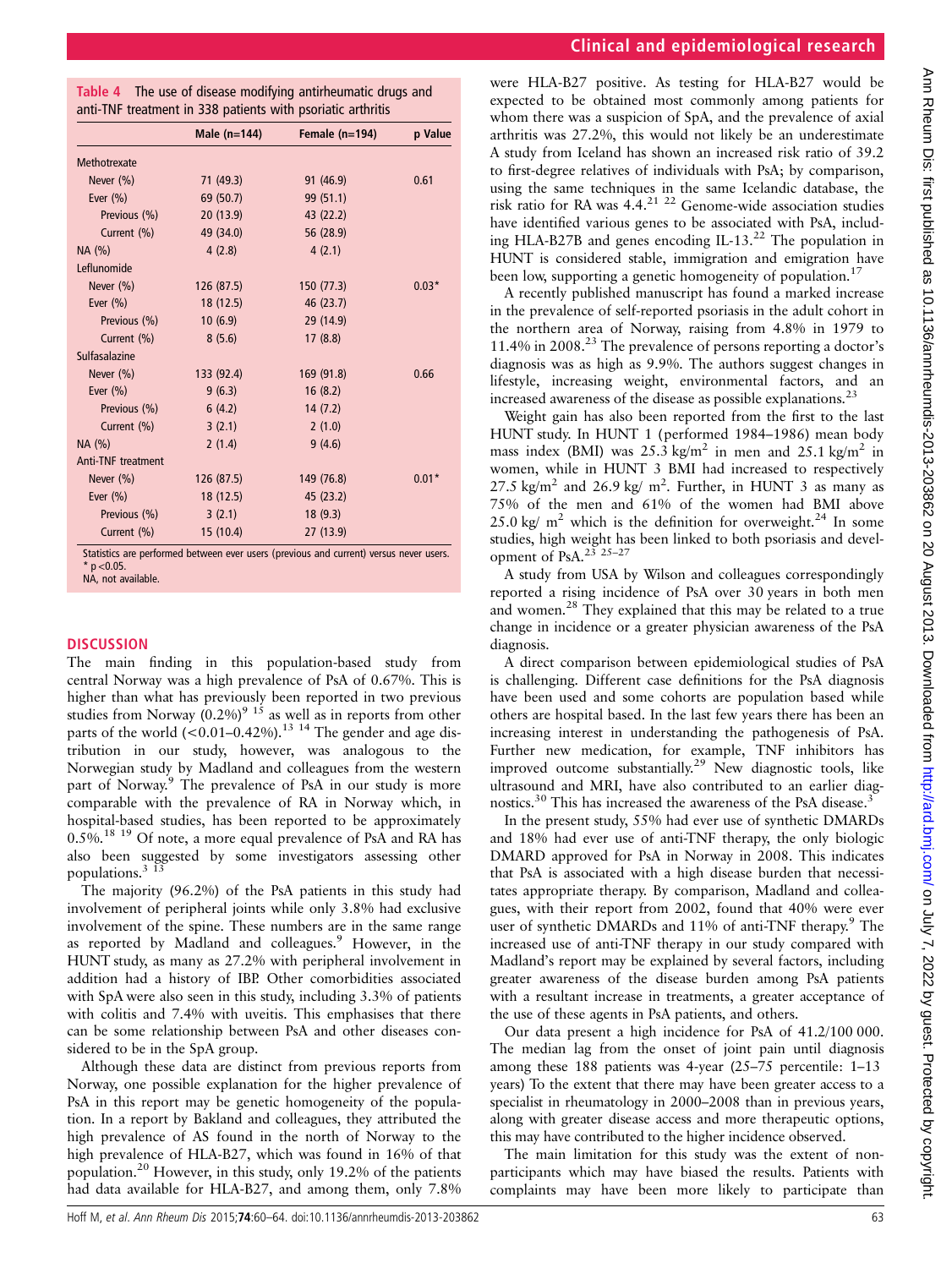**Table 4** The use of disease modifying antirheumatic drugs and anti-TNF treatment in 338 patients with psoriatic arthritis

| | Male (n=144) | Female (n=194) | p Value |
|---|---|---|---|
| Methotrexate | | | |
| Never (%) | 71 (49.3) | 91 (46.9) | 0.61 |
| Ever (%) | 69 (50.7) | 99 (51.1) | |
| Previous (%) | 20 (13.9) | 43 (22.2) | |
| Current (%) | 49 (34.0) | 56 (28.9) | |
| NA (%) | 4 (2.8) | 4 (2.1) | |
| Leflunomide | | | |
| Never (%) | 126 (87.5) | 150 (77.3) | 0.03* |
| Ever (%) | 18 (12.5) | 46 (23.7) | |
| Previous (%) | 10 (6.9) | 29 (14.9) | |
| Current (%) | 8 (5.6) | 17 (8.8) | |
| Sulfasalazine | | | |
| Never (%) | 133 (92.4) | 169 (91.8) | 0.66 |
| Ever (%) | 9 (6.3) | 16 (8.2) | |
| Previous (%) | 6 (4.2) | 14 (7.2) | |
| Current (%) | 3 (2.1) | 2 (1.0) | |
| NA (%) | 2 (1.4) | 9 (4.6) | |
| Anti-TNF treatment | | | |
| Never (%) | 126 (87.5) | 149 (76.8) | 0.01* |
| Ever (%) | 18 (12.5) | 45 (23.2) | |
| Previous (%) | 3 (2.1) | 18 (9.3) | |
| Current (%) | 15 (10.4) | 27 (13.9) | |

Statistics are performed between ever users (previous and current) versus never users.
\* $p<0.05$.
NA, not available.

## DISCUSSION

The main finding in this population-based study from central Norway was a high prevalence of PsA of 0.67%. This is higher than what has previously been reported in two previous studies from Norway (0.2%)[9 15] as well as in reports from other parts of the world (<0.01–0.42%).[13 14] The gender and age distribution in our study, however, was analogous to the Norwegian study by Madland and colleagues from the western part of Norway.[9] The prevalence of PsA in our study is more comparable with the prevalence of RA in Norway which, in hospital-based studies, has been reported to be approximately 0.5%.[18 19] Of note, a more equal prevalence of PsA and RA has also been suggested by some investigators assessing other populations.[3 13]

The majority (96.2%) of the PsA patients in this study had involvement of peripheral joints while only 3.8% had exclusive involvement of the spine. These numbers are in the same range as reported by Madland and colleagues.[9] However, in the HUNT study, as many as 27.2% with peripheral involvement in addition had a history of IBP. Other comorbidities associated with SpA were also seen in this study, including 3.3% of patients with colitis and 7.4% with uveitis. This emphasises that there can be some relationship between PsA and other diseases considered to be in the SpA group.

Although these data are distinct from previous reports from Norway, one possible explanation for the higher prevalence of PsA in this report may be genetic homogeneity of the population. In a report by Bakland and colleagues, they attributed the high prevalence of AS found in the north of Norway to the high prevalence of HLA-B27, which was found in 16% of that population.[20] However, in this study, only 19.2% of the patients had data available for HLA-B27, and among them, only 7.8% were HLA-B27 positive. As testing for HLA-B27 would be expected to be obtained most commonly among patients for whom there was a suspicion of SpA, and the prevalence of axial arthritis was 27.2%, this would not likely be an underestimate A study from Iceland has shown an increased risk ratio of 39.2 to first-degree relatives of individuals with PsA; by comparison, using the same techniques in the same Icelandic database, the risk ratio for RA was 4.4.[21 22] Genome-wide association studies have identified various genes to be associated with PsA, including HLA-B27B and genes encoding IL-13.[22] The population in HUNT is considered stable, immigration and emigration have been low, supporting a genetic homogeneity of population.[17]

A recently published manuscript has found a marked increase in the prevalence of self-reported psoriasis in the adult cohort in the northern area of Norway, raising from 4.8% in 1979 to 11.4% in 2008.[23] The prevalence of persons reporting a doctor's diagnosis was as high as 9.9%. The authors suggest changes in lifestyle, increasing weight, environmental factors, and an increased awareness of the disease as possible explanations.[23]

Weight gain has also been reported from the first to the last HUNT study. In HUNT 1 (performed 1984–1986) mean body mass index (BMI) was 25.3 kg/m$^2$ in men and 25.1 kg/m$^2$ in women, while in HUNT 3 BMI had increased to respectively 27.5 kg/m$^2$ and 26.9 kg/ m$^2$. Further, in HUNT 3 as many as 75% of the men and 61% of the women had BMI above 25.0 kg/ m$^2$ which is the definition for overweight.[24] In some studies, high weight has been linked to both psoriasis and development of PsA.[23 25–27]

A study from USA by Wilson and colleagues correspondingly reported a rising incidence of PsA over 30 years in both men and women.[28] They explained that this may be related to a true change in incidence or a greater physician awareness of the PsA diagnosis.

A direct comparison between epidemiological studies of PsA is challenging. Different case definitions for the PsA diagnosis have been used and some cohorts are population based while others are hospital based. In the last few years there has been an increasing interest in understanding the pathogenesis of PsA. Further new medication, for example, TNF inhibitors has improved outcome substantially.[29] New diagnostic tools, like ultrasound and MRI, have also contributed to an earlier diagnostics.[30] This has increased the awareness of the PsA disease.[3]

In the present study, 55% had ever use of synthetic DMARDs and 18% had ever use of anti-TNF therapy, the only biologic DMARD approved for PsA in Norway in 2008. This indicates that PsA is associated with a high disease burden that necessitates appropriate therapy. By comparison, Madland and colleagues, with their report from 2002, found that 40% were ever user of synthetic DMARDs and 11% of anti-TNF therapy.[9] The increased use of anti-TNF therapy in our study compared with Madland's report may be explained by several factors, including greater awareness of the disease burden among PsA patients with a resultant increase in treatments, a greater acceptance of the use of these agents in PsA patients, and others.

Our data present a high incidence for PsA of 41.2/100 000. The median lag from the onset of joint pain until diagnosis among these 188 patients was 4-year (25–75 percentile: 1–13 years) To the extent that there may have been greater access to a specialist in rheumatology in 2000–2008 than in previous years, along with greater disease access and more therapeutic options, this may have contributed to the higher incidence observed.

The main limitation for this study was the extent of non-participants which may have biased the results. Patients with complaints may have been more likely to participate than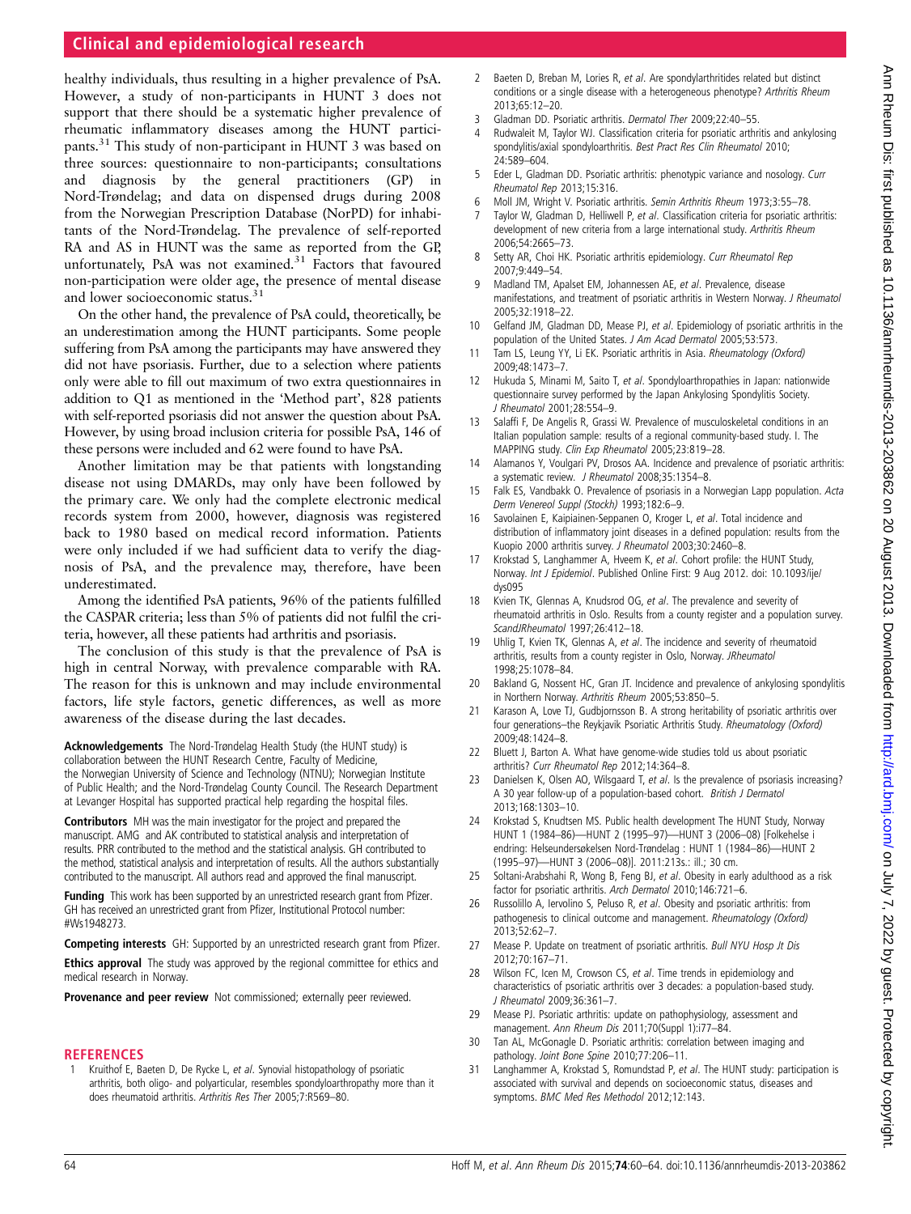healthy individuals, thus resulting in a higher prevalence of PsA. However, a study of non-participants in HUNT 3 does not support that there should be a systematic higher prevalence of rheumatic inflammatory diseases among the HUNT participants.[31] This study of non-participant in HUNT 3 was based on three sources: questionnaire to non-participants; consultations and diagnosis by the general practitioners (GP) in Nord-Trøndelag; and data on dispensed drugs during 2008 from the Norwegian Prescription Database (NorPD) for inhabitants of the Nord-Trøndelag. The prevalence of self-reported RA and AS in HUNT was the same as reported from the GP, unfortunately, PsA was not examined.[31] Factors that favoured non-participation were older age, the presence of mental disease and lower socioeconomic status.[31]

On the other hand, the prevalence of PsA could, theoretically, be an underestimation among the HUNT participants. Some people suffering from PsA among the participants may have answered they did not have psoriasis. Further, due to a selection where patients only were able to fill out maximum of two extra questionnaires in addition to Q1 as mentioned in the 'Method part', 828 patients with self-reported psoriasis did not answer the question about PsA. However, by using broad inclusion criteria for possible PsA, 146 of these persons were included and 62 were found to have PsA.

Another limitation may be that patients with longstanding disease not using DMARDs, may only have been followed by the primary care. We only had the complete electronic medical records system from 2000, however, diagnosis was registered back to 1980 based on medical record information. Patients were only included if we had sufficient data to verify the diagnosis of PsA, and the prevalence may, therefore, have been underestimated.

Among the identified PsA patients, 96% of the patients fulfilled the CASPAR criteria; less than 5% of patients did not fulfil the criteria, however, all these patients had arthritis and psoriasis.

The conclusion of this study is that the prevalence of PsA is high in central Norway, with prevalence comparable with RA. The reason for this is unknown and may include environmental factors, life style factors, genetic differences, as well as more awareness of the disease during the last decades.

**Acknowledgements** The Nord-Trøndelag Health Study (the HUNT study) is collaboration between the HUNT Research Centre, Faculty of Medicine, the Norwegian University of Science and Technology (NTNU); Norwegian Institute of Public Health; and the Nord-Trøndelag County Council. The Research Department at Levanger Hospital has supported practical help regarding the hospital files.

**Contributors** MH was the main investigator for the project and prepared the manuscript. AMG and AK contributed to statistical analysis and interpretation of results. PRR contributed to the method and the statistical analysis. GH contributed to the method, statistical analysis and interpretation of results. All the authors substantially contributed to the manuscript. All authors read and approved the final manuscript.

**Funding** This work has been supported by an unrestricted research grant from Pfizer. GH has received an unrestricted grant from Pfizer, Institutional Protocol number: #Ws1948273.

**Competing interests** GH: Supported by an unrestricted research grant from Pfizer.

**Ethics approval** The study was approved by the regional committee for ethics and medical research in Norway.

**Provenance and peer review** Not commissioned; externally peer reviewed.

## REFERENCES

1. Kruithof E, Baeten D, De Rycke L, *et al*. Synovial histopathology of psoriatic arthritis, both oligo- and polyarticular, resembles spondyloarthropathy more than it does rheumatoid arthritis. *Arthritis Res Ther* 2005;7:R569–80.
2. Baeten D, Breban M, Lories R, *et al*. Are spondylarthritides related but distinct conditions or a single disease with a heterogeneous phenotype? *Arthritis Rheum* 2013;65:12–20.
3. Gladman DD. Psoriatic arthritis. *Dermatol Ther* 2009;22:40–55.
4. Rudwaleit M, Taylor WJ. Classification criteria for psoriatic arthritis and ankylosing spondylitis/axial spondyloarthritis. *Best Pract Res Clin Rheumatol* 2010;24:589–604.
5. Eder L, Gladman DD. Psoriatic arthritis: phenotypic variance and nosology. *Curr Rheumatol Rep* 2013;15:316.
6. Moll JM, Wright V. Psoriatic arthritis. *Semin Arthritis Rheum* 1973;3:55–78.
7. Taylor W, Gladman D, Helliwell P, *et al*. Classification criteria for psoriatic arthritis: development of new criteria from a large international study. *Arthritis Rheum* 2006;54:2665–73.
8. Setty AR, Choi HK. Psoriatic arthritis epidemiology. *Curr Rheumatol Rep* 2007;9:449–54.
9. Madland TM, Apalset EM, Johannessen AE, *et al*. Prevalence, disease manifestations, and treatment of psoriatic arthritis in Western Norway. *J Rheumatol* 2005;32:1918–22.
10. Gelfand JM, Gladman DD, Mease PJ, *et al*. Epidemiology of psoriatic arthritis in the population of the United States. *J Am Acad Dermatol* 2005;53:573.
11. Tam LS, Leung YY, Li EK. Psoriatic arthritis in Asia. *Rheumatology (Oxford)* 2009;48:1473–7.
12. Hukuda S, Minami M, Saito T, *et al*. Spondyloarthropathies in Japan: nationwide questionnaire survey performed by the Japan Ankylosing Spondylitis Society. *J Rheumatol* 2001;28:554–9.
13. Salaffi F, De Angelis R, Grassi W. Prevalence of musculoskeletal conditions in an Italian population sample: results of a regional community-based study. I. The MAPPING study. *Clin Exp Rheumatol* 2005;23:819–28.
14. Alamanos Y, Voulgari PV, Drosos AA. Incidence and prevalence of psoriatic arthritis: a systematic review. *J Rheumatol* 2008;35:1354–8.
15. Falk ES, Vandbakk O. Prevalence of psoriasis in a Norwegian Lapp population. *Acta Derm Venereol Suppl (Stockh)* 1993;182:6–9.
16. Savolainen E, Kaipiainen-Seppanen O, Kroger L, *et al*. Total incidence and distribution of inflammatory joint diseases in a defined population: results from the Kuopio 2000 arthritis survey. *J Rheumatol* 2003;30:2460–8.
17. Krokstad S, Langhammer A, Hveem K, *et al*. Cohort profile: the HUNT Study, Norway. *Int J Epidemiol*. Published Online First: 9 Aug 2012. doi: 10.1093/ije/dys095
18. Kvien TK, Glennas A, Knudsrod OG, *et al*. The prevalence and severity of rheumatoid arthritis in Oslo. Results from a county register and a population survey. *ScandJRheumatol* 1997;26:412–18.
19. Uhlig T, Kvien TK, Glennas A, *et al*. The incidence and severity of rheumatoid arthritis, results from a county register in Oslo, Norway. *JRheumatol* 1998;25:1078–84.
20. Bakland G, Nossent HC, Gran JT. Incidence and prevalence of ankylosing spondylitis in Northern Norway. *Arthritis Rheum* 2005;53:850–5.
21. Karason A, Love TJ, Gudbjornsson B. A strong heritability of psoriatic arthritis over four generations–the Reykjavik Psoriatic Arthritis Study. *Rheumatology (Oxford)* 2009;48:1424–8.
22. Bluett J, Barton A. What have genome-wide studies told us about psoriatic arthritis? *Curr Rheumatol Rep* 2012;14:364–8.
23. Danielsen K, Olsen AO, Wilsgaard T, *et al*. Is the prevalence of psoriasis increasing? A 30 year follow-up of a population-based cohort. *British J Dermatol* 2013;168:1303–10.
24. Krokstad S, Knudtsen MS. Public health development The HUNT Study, Norway HUNT 1 (1984–86)—HUNT 2 (1995–97)—HUNT 3 (2006–08) [Folkehelse i endring: Helseundersøkelsen Nord-Trøndelag : HUNT 1 (1984–86)—HUNT 2 (1995–97)—HUNT 3 (2006–08)]. 2011:213s.: ill.; 30 cm.
25. Soltani-Arabshahi R, Wong B, Feng BJ, *et al*. Obesity in early adulthood as a risk factor for psoriatic arthritis. *Arch Dermatol* 2010;146:721–6.
26. Russolillo A, Iervolino S, Peluso R, *et al*. Obesity and psoriatic arthritis: from pathogenesis to clinical outcome and management. *Rheumatology (Oxford)* 2013;52:62–7.
27. Mease P. Update on treatment of psoriatic arthritis. *Bull NYU Hosp Jt Dis* 2012;70:167–71.
28. Wilson FC, Icen M, Crowson CS, *et al*. Time trends in epidemiology and characteristics of psoriatic arthritis over 3 decades: a population-based study. *J Rheumatol* 2009;36:361–7.
29. Mease PJ. Psoriatic arthritis: update on pathophysiology, assessment and management. *Ann Rheum Dis* 2011;70(Suppl 1):i77–84.
30. Tan AL, McGonagle D. Psoriatic arthritis: correlation between imaging and pathology. *Joint Bone Spine* 2010;77:206–11.
31. Langhammer A, Krokstad S, Romundstad P, *et al*. The HUNT study: participation is associated with survival and depends on socioeconomic status, diseases and symptoms. *BMC Med Res Methodol* 2012;12:143.